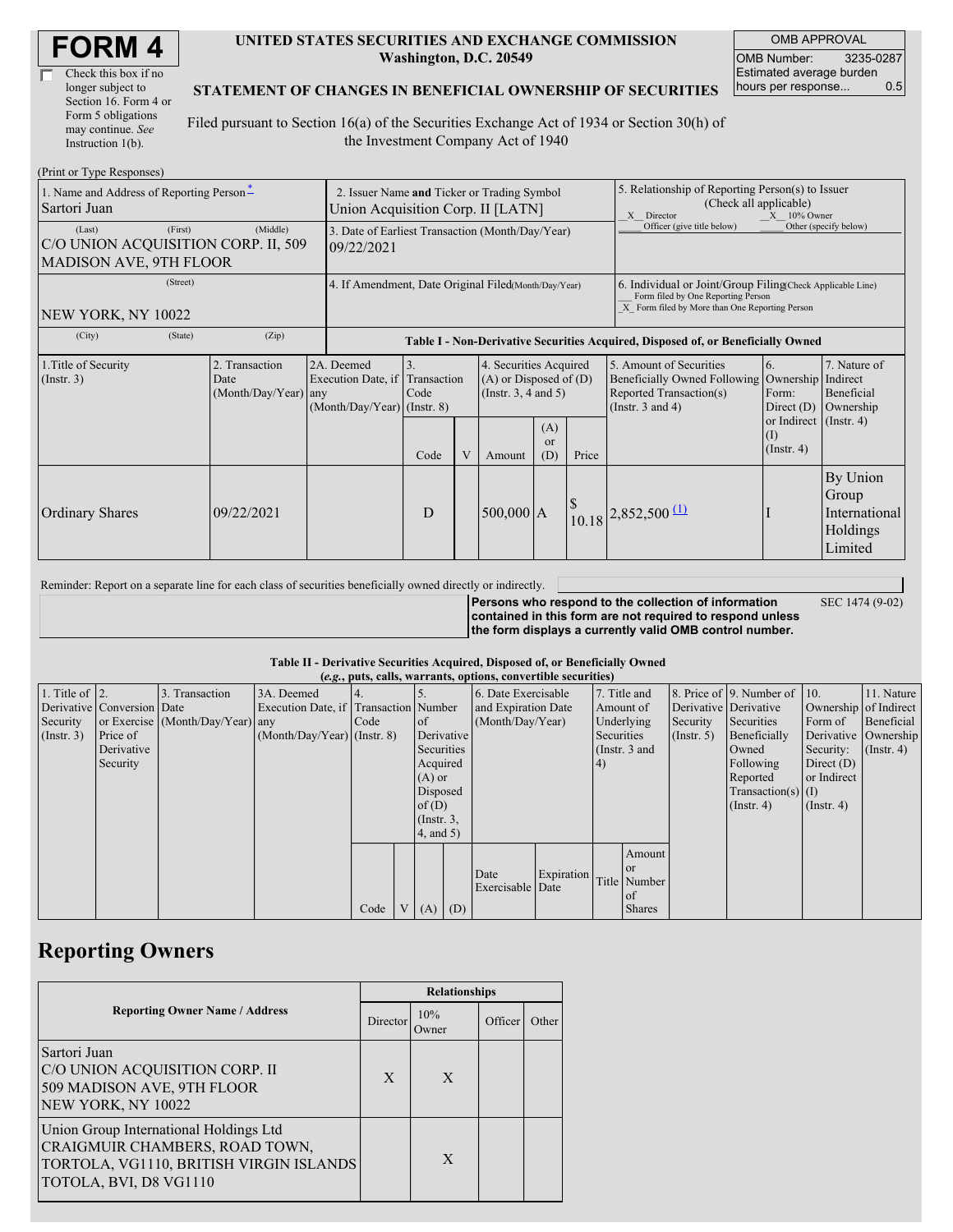# FORM 4

☐ Check this box if no longer subject to Section 16. Form 4 or Form 5 obligations may continue. *See* Instruction 1(b).

**UNITED STATES SECURITIES AND EXCHANGE COMMISSION**
**Washington, D.C. 20549**

**STATEMENT OF CHANGES IN BENEFICIAL OWNERSHIP OF SECURITIES**

Filed pursuant to Section 16(a) of the Securities Exchange Act of 1934 or Section 30(h) of the Investment Company Act of 1940

| OMB APPROVAL | |
|---|---|
| OMB Number: | 3235-0287 |
| Estimated average burden hours per response... | 0.5 |

(Print or Type Responses)

| 1. Name and Address of Reporting Person* | 2. Issuer Name and Ticker or Trading Symbol | 5. Relationship of Reporting Person(s) to Issuer (Check all applicable) |
|---|---|---|
| Sartori Juan | Union Acquisition Corp. II [LATN] | _X_ Director _X_ 10% Owner ___ Officer (give title below) ___ Other (specify below) |
| (Last) (First) (Middle) C/O UNION ACQUISITION CORP. II, 509 MADISON AVE, 9TH FLOOR | 3. Date of Earliest Transaction (Month/Day/Year) 09/22/2021 | |
| (Street) NEW YORK, NY 10022 | 4. If Amendment, Date Original Filed (Month/Day/Year) | 6. Individual or Joint/Group Filing (Check Applicable Line) ___ Form filed by One Reporting Person _X_ Form filed by More than One Reporting Person |
| (City) (State) (Zip) | | |

**Table I - Non-Derivative Securities Acquired, Disposed of, or Beneficially Owned**

| 1.Title of Security (Instr. 3) | 2. Transaction Date (Month/Day/Year) | 2A. Deemed Execution Date, if any (Month/Day/Year) | 3. Transaction Code (Instr. 8) | | 4. Securities Acquired (A) or Disposed of (D) (Instr. 3, 4 and 5) | | | 5. Amount of Securities Beneficially Owned Following Reported Transaction(s) (Instr. 3 and 4) | 6. Ownership Form: Direct (D) or Indirect (I) (Instr. 4) | 7. Nature of Indirect Beneficial Ownership (Instr. 4) |
|---|---|---|---|---|---|---|---|---|---|---|
| | | | Code | V | Amount | (A) or (D) | Price | | | |
| Ordinary Shares | 09/22/2021 | | D | | 500,000 | A | $ 10.18 | 2,852,500 [(1)] | I | By Union Group International Holdings Limited |

Reminder: Report on a separate line for each class of securities beneficially owned directly or indirectly.

**Persons who respond to the collection of information contained in this form are not required to respond unless the form displays a currently valid OMB control number.** SEC 1474 (9-02)

**Table II - Derivative Securities Acquired, Disposed of, or Beneficially Owned**
***(e.g., puts, calls, warrants, options, convertible securities)***

| 1. Title of Derivative Security (Instr. 3) | 2. Conversion or Exercise Price of Derivative Security | 3. Transaction Date (Month/Day/Year) | 3A. Deemed Execution Date, if any (Month/Day/Year) | 4. Transaction Code (Instr. 8) | | 5. Number of Derivative Securities Acquired (A) or Disposed of (D) (Instr. 3, 4, and 5) | | 6. Date Exercisable and Expiration Date (Month/Day/Year) | | 7. Title and Amount of Underlying Securities (Instr. 3 and 4) | | 8. Price of Derivative Security (Instr. 5) | 9. Number of Derivative Securities Beneficially Owned Following Reported Transaction(s) (Instr. 4) | 10. Ownership Form of Derivative Security: Direct (D) or Indirect (I) (Instr. 4) | 11. Nature of Indirect Beneficial Ownership (Instr. 4) |
|---|---|---|---|---|---|---|---|---|---|---|---|---|---|---|---|
| | | | | Code | V | (A) | (D) | Date Exercisable | Expiration Date | Title | Amount or Number of Shares | | | | |

## Reporting Owners

| Reporting Owner Name / Address | Relationships | | | |
|---|---|---|---|---|
| | Director | 10% Owner | Officer | Other |
| Sartori Juan C/O UNION ACQUISITION CORP. II 509 MADISON AVE, 9TH FLOOR NEW YORK, NY 10022 | X | X | | |
| Union Group International Holdings Ltd CRAIGMUIR CHAMBERS, ROAD TOWN, TORTOLA, VG1110, BRITISH VIRGIN ISLANDS TOTOLA, BVI, D8 VG1110 | | X | | |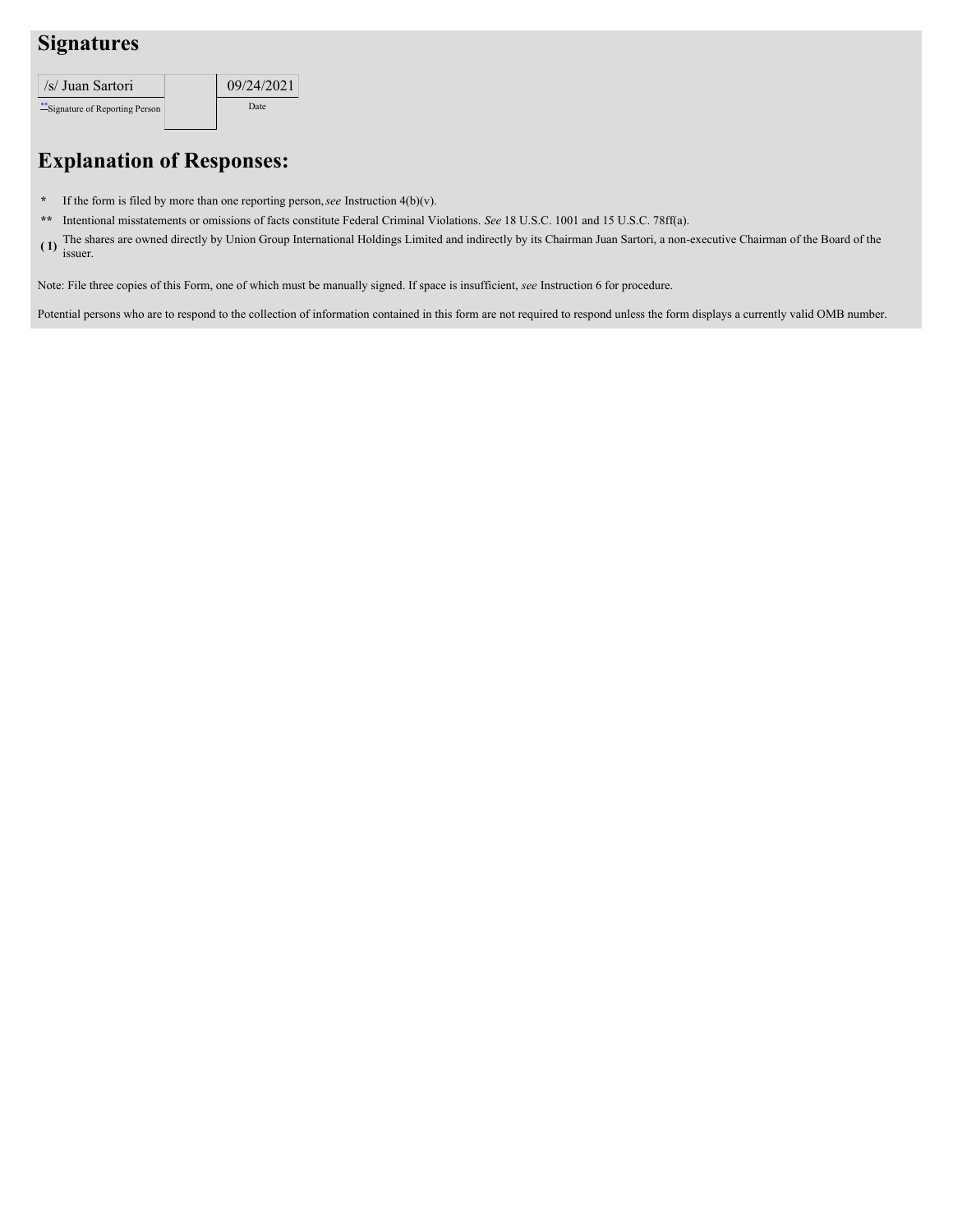## Signatures

| | | |
|---|---|---|
| /s/ Juan Sartori | | 09/24/2021 |
| ** Signature of Reporting Person | | Date |

## Explanation of Responses:

- \* If the form is filed by more than one reporting person, *see* Instruction 4(b)(v).
- \*\* Intentional misstatements or omissions of facts constitute Federal Criminal Violations. *See* 18 U.S.C. 1001 and 15 U.S.C. 78ff(a).
- **( 1)** The shares are owned directly by Union Group International Holdings Limited and indirectly by its Chairman Juan Sartori, a non-executive Chairman of the Board of the issuer.

Note: File three copies of this Form, one of which must be manually signed. If space is insufficient, *see* Instruction 6 for procedure.

Potential persons who are to respond to the collection of information contained in this form are not required to respond unless the form displays a currently valid OMB number.